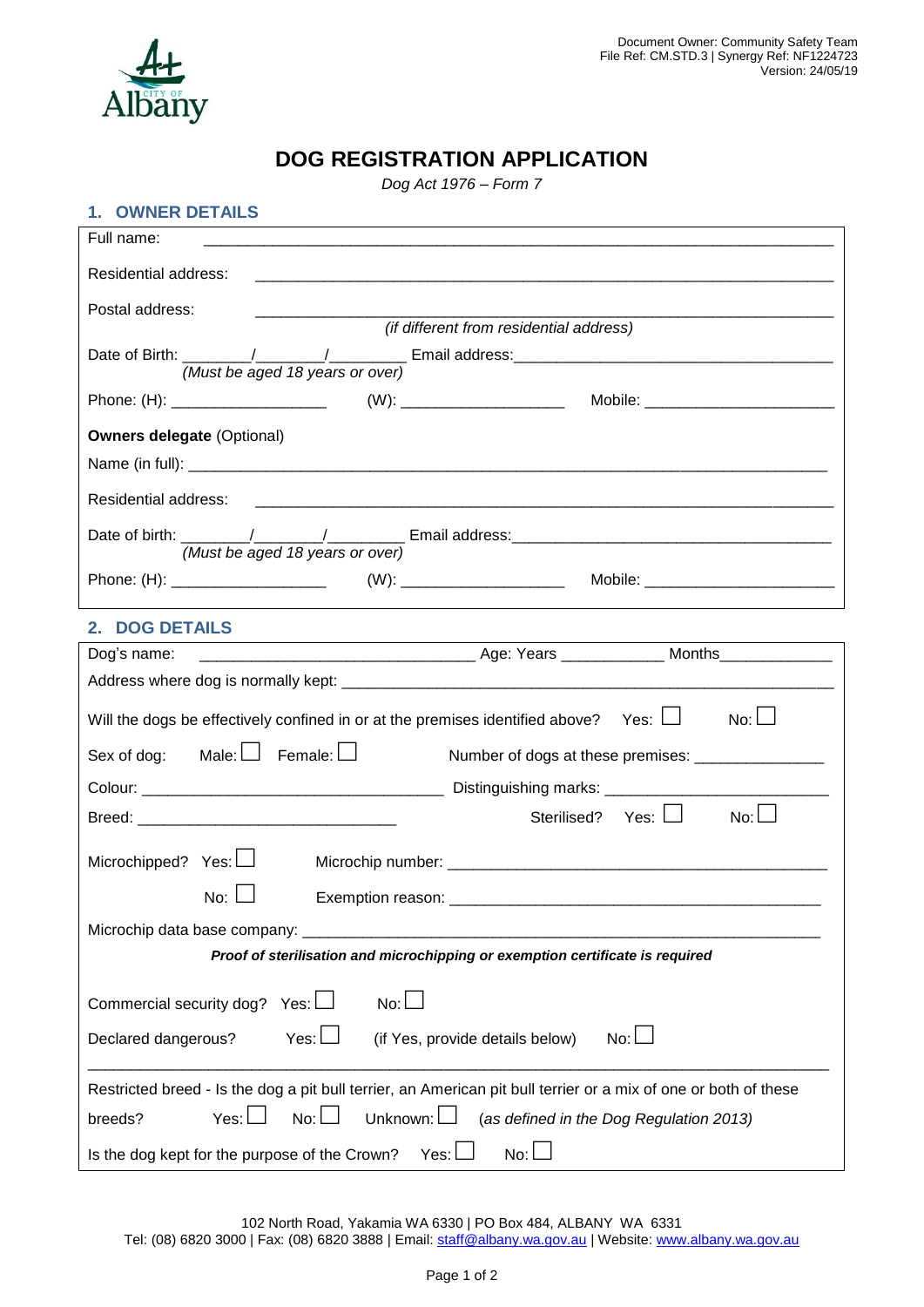Document Owner: Community Safety Team
File Ref: CM.STD.3 | Synergy Ref: NF1224723
Version: 24/05/19

# DOG REGISTRATION APPLICATION

*Dog Act 1976 – Form 7*

## 1. OWNER DETAILS

Full name: ______________________________________________________________________

Residential address: ______________________________________________________________

Postal address: __________________________________________________________________
*(if different from residential address)*

Date of Birth: ________/________/_________ Email address: _________________________________
*(Must be aged 18 years or over)*

Phone: (H): __________________ (W): ___________________ Mobile: ______________________

**Owners delegate** (Optional)

Name (in full): ___________________________________________________________________

Residential address: ______________________________________________________________

Date of birth: ________/________/_________ Email address: _________________________________
*(Must be aged 18 years or over)*

Phone: (H): __________________ (W): ___________________ Mobile: ______________________

## 2. DOG DETAILS

Dog's name: _______________________________ Age: Years ____________ Months_____________

Address where dog is normally kept: ____________________________________________________

Will the dogs be effectively confined in or at the premises identified above? Yes: ☐ No: ☐

Sex of dog: Male: ☐ Female: ☐ Number of dogs at these premises: ______________

Colour: ___________________________________ Distinguishing marks: _________________________

Breed: ______________________________ Sterilised? Yes: ☐ No: ☐

Microchipped? Yes: ☐ Microchip number: ___________________________________________

No: ☐ Exemption reason: ___________________________________________

Microchip data base company: __________________________________________________________

***Proof of sterilisation and microchipping or exemption certificate is required***

Commercial security dog? Yes: ☐ No: ☐

Declared dangerous? Yes: ☐ (if Yes, provide details below) No: ☐

______________________________________________________________________________

Restricted breed - Is the dog a pit bull terrier, an American pit bull terrier or a mix of one or both of these breeds? Yes: ☐ No: ☐ Unknown: ☐ *(as defined in the Dog Regulation 2013)*

Is the dog kept for the purpose of the Crown? Yes: ☐ No: ☐

102 North Road, Yakamia WA 6330 | PO Box 484, ALBANY WA 6331
Tel: (08) 6820 3000 | Fax: (08) 6820 3888 | Email: staff@albany.wa.gov.au | Website: www.albany.wa.gov.au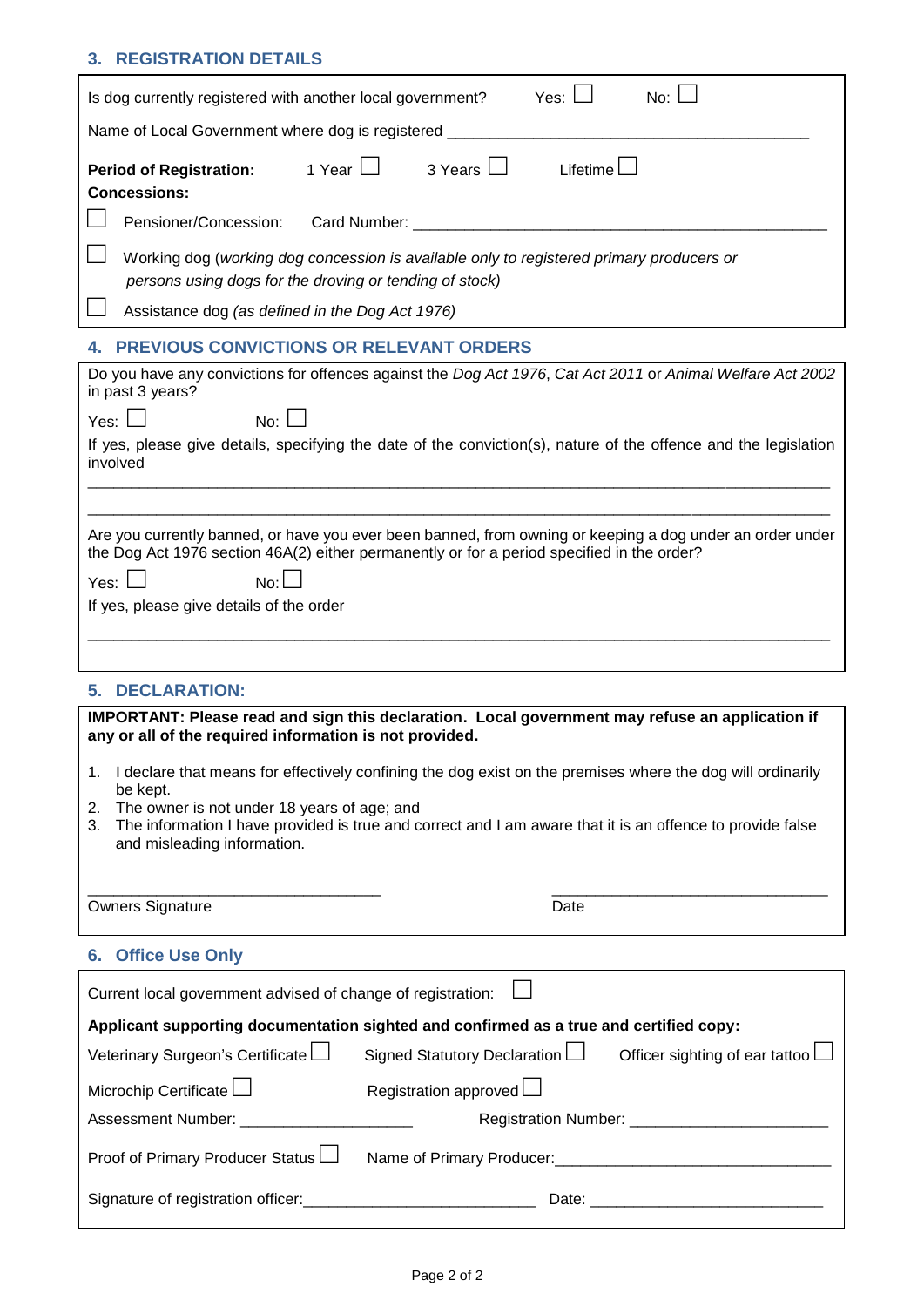## 3. REGISTRATION DETAILS

Is dog currently registered with another local government? Yes: ☐ No: ☐

Name of Local Government where dog is registered ___________________________________________

**Period of Registration:** 1 Year ☐ 3 Years ☐ Lifetime ☐

**Concessions:**

☐ Pensioner/Concession: Card Number: _________________________________________________

☐ Working dog (*working dog concession is available only to registered primary producers or persons using dogs for the droving or tending of stock)*

☐ Assistance dog *(as defined in the Dog Act 1976)*

## 4. PREVIOUS CONVICTIONS OR RELEVANT ORDERS

Do you have any convictions for offences against the *Dog Act 1976*, *Cat Act 2011* or *Animal Welfare Act 2002* in past 3 years?

Yes: ☐ No: ☐

If yes, please give details, specifying the date of the conviction(s), nature of the offence and the legislation involved

_____________________________________________________________________________________

_____________________________________________________________________________________

Are you currently banned, or have you ever been banned, from owning or keeping a dog under an order under the Dog Act 1976 section 46A(2) either permanently or for a period specified in the order?

Yes: ☐ No: ☐

If yes, please give details of the order

_____________________________________________________________________________________

## 5. DECLARATION:

**IMPORTANT: Please read and sign this declaration. Local government may refuse an application if any or all of the required information is not provided.**

1. I declare that means for effectively confining the dog exist on the premises where the dog will ordinarily be kept.
2. The owner is not under 18 years of age; and
3. The information I have provided is true and correct and I am aware that it is an offence to provide false and misleading information.

___________________________________ ________________________________

Owners Signature Date

## 6. Office Use Only

Current local government advised of change of registration: ☐

**Applicant supporting documentation sighted and confirmed as a true and certified copy:**

Veterinary Surgeon's Certificate ☐ Signed Statutory Declaration ☐ Officer sighting of ear tattoo ☐

Microchip Certificate ☐ Registration approved ☐

Assessment Number: ____________________ Registration Number: _______________________

Proof of Primary Producer Status ☐ Name of Primary Producer: _______________________________

Signature of registration officer: ___________________________ Date: __________________________